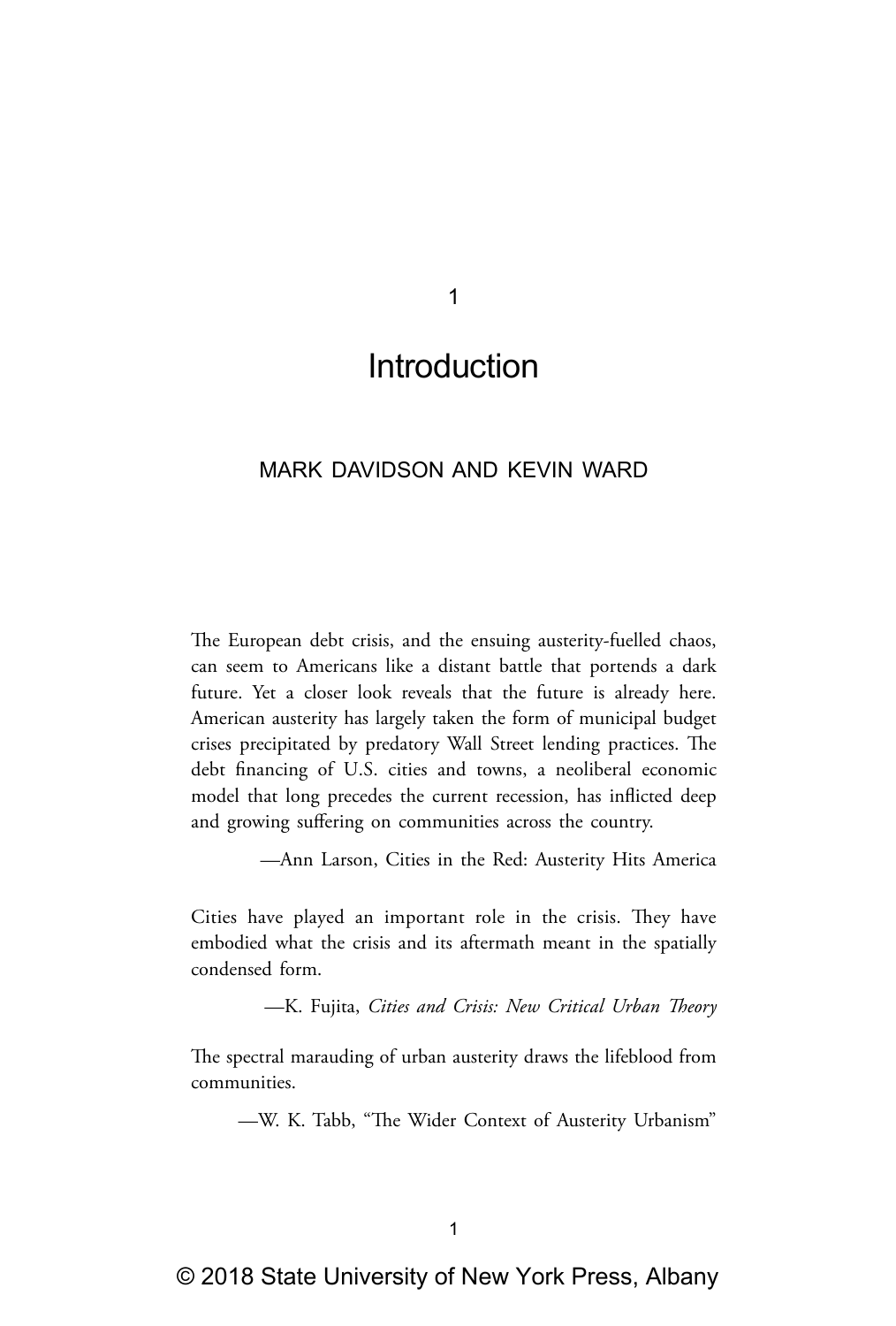# 1

# Introduction

MARK DAVIDSON AND KEVIN WARD

> The European debt crisis, and the ensuing austerity-fuelled chaos, can seem to Americans like a distant battle that portends a dark future. Yet a closer look reveals that the future is already here. American austerity has largely taken the form of municipal budget crises precipitated by predatory Wall Street lending practices. The debt financing of U.S. cities and towns, a neoliberal economic model that long precedes the current recession, has inflicted deep and growing suffering on communities across the country.
>
> —Ann Larson, Cities in the Red: Austerity Hits America

> Cities have played an important role in the crisis. They have embodied what the crisis and its aftermath meant in the spatially condensed form.
>
> —K. Fujita, *Cities and Crisis: New Critical Urban Theory*

> The spectral marauding of urban austerity draws the lifeblood from communities.
>
> —W. K. Tabb, "The Wider Context of Austerity Urbanism"

© 2018 State University of New York Press, Albany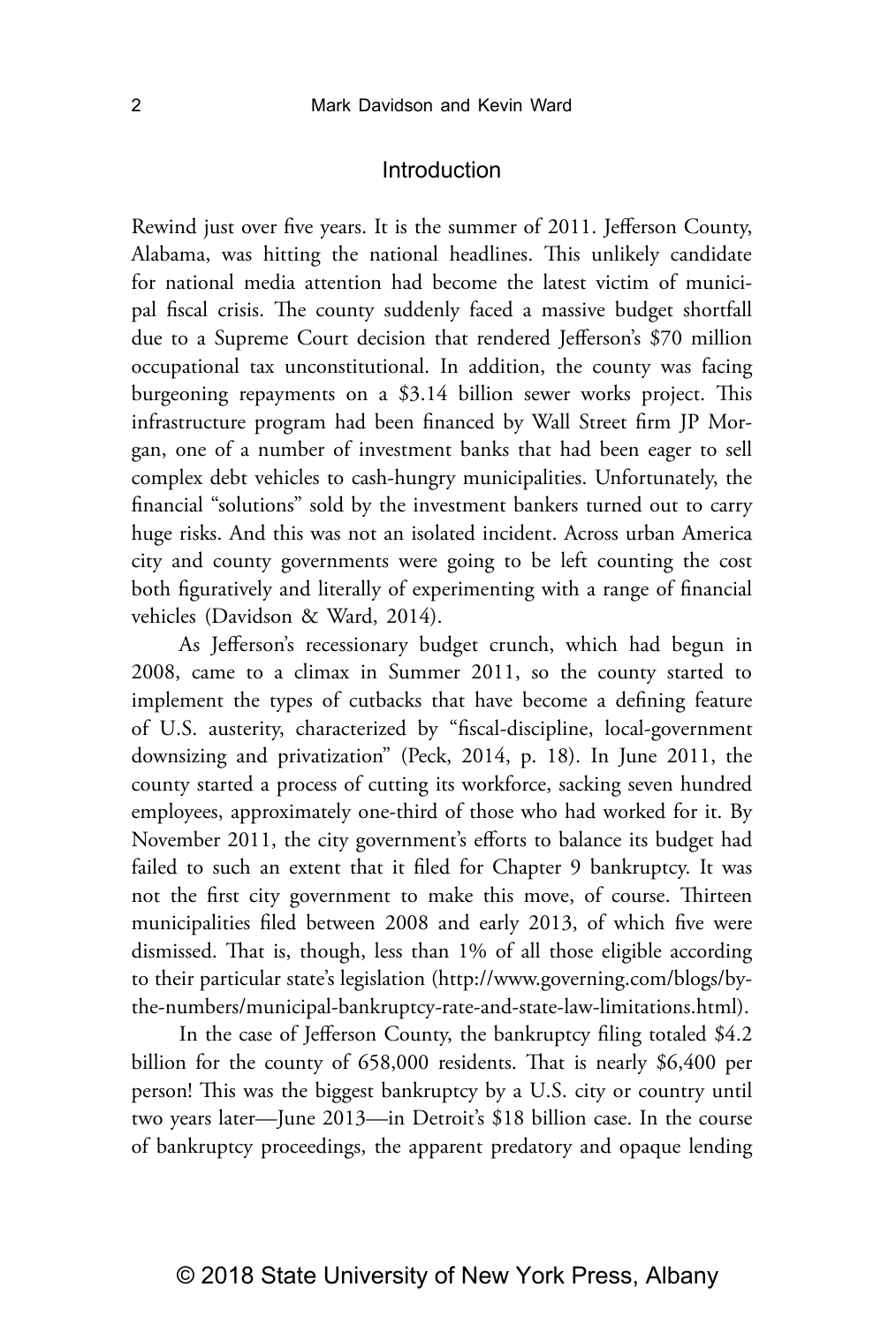## Introduction

Rewind just over five years. It is the summer of 2011. Jefferson County, Alabama, was hitting the national headlines. This unlikely candidate for national media attention had become the latest victim of municipal fiscal crisis. The county suddenly faced a massive budget shortfall due to a Supreme Court decision that rendered Jefferson's $70 million occupational tax unconstitutional. In addition, the county was facing burgeoning repayments on a $3.14 billion sewer works project. This infrastructure program had been financed by Wall Street firm JP Morgan, one of a number of investment banks that had been eager to sell complex debt vehicles to cash-hungry municipalities. Unfortunately, the financial "solutions" sold by the investment bankers turned out to carry huge risks. And this was not an isolated incident. Across urban America city and county governments were going to be left counting the cost both figuratively and literally of experimenting with a range of financial vehicles (Davidson & Ward, 2014).

As Jefferson's recessionary budget crunch, which had begun in 2008, came to a climax in Summer 2011, so the county started to implement the types of cutbacks that have become a defining feature of U.S. austerity, characterized by "fiscal-discipline, local-government downsizing and privatization" (Peck, 2014, p. 18). In June 2011, the county started a process of cutting its workforce, sacking seven hundred employees, approximately one-third of those who had worked for it. By November 2011, the city government's efforts to balance its budget had failed to such an extent that it filed for Chapter 9 bankruptcy. It was not the first city government to make this move, of course. Thirteen municipalities filed between 2008 and early 2013, of which five were dismissed. That is, though, less than 1% of all those eligible according to their particular state's legislation (http://www.governing.com/blogs/by-the-numbers/municipal-bankruptcy-rate-and-state-law-limitations.html).

In the case of Jefferson County, the bankruptcy filing totaled $4.2 billion for the county of 658,000 residents. That is nearly $6,400 per person! This was the biggest bankruptcy by a U.S. city or country until two years later—June 2013—in Detroit's $18 billion case. In the course of bankruptcy proceedings, the apparent predatory and opaque lending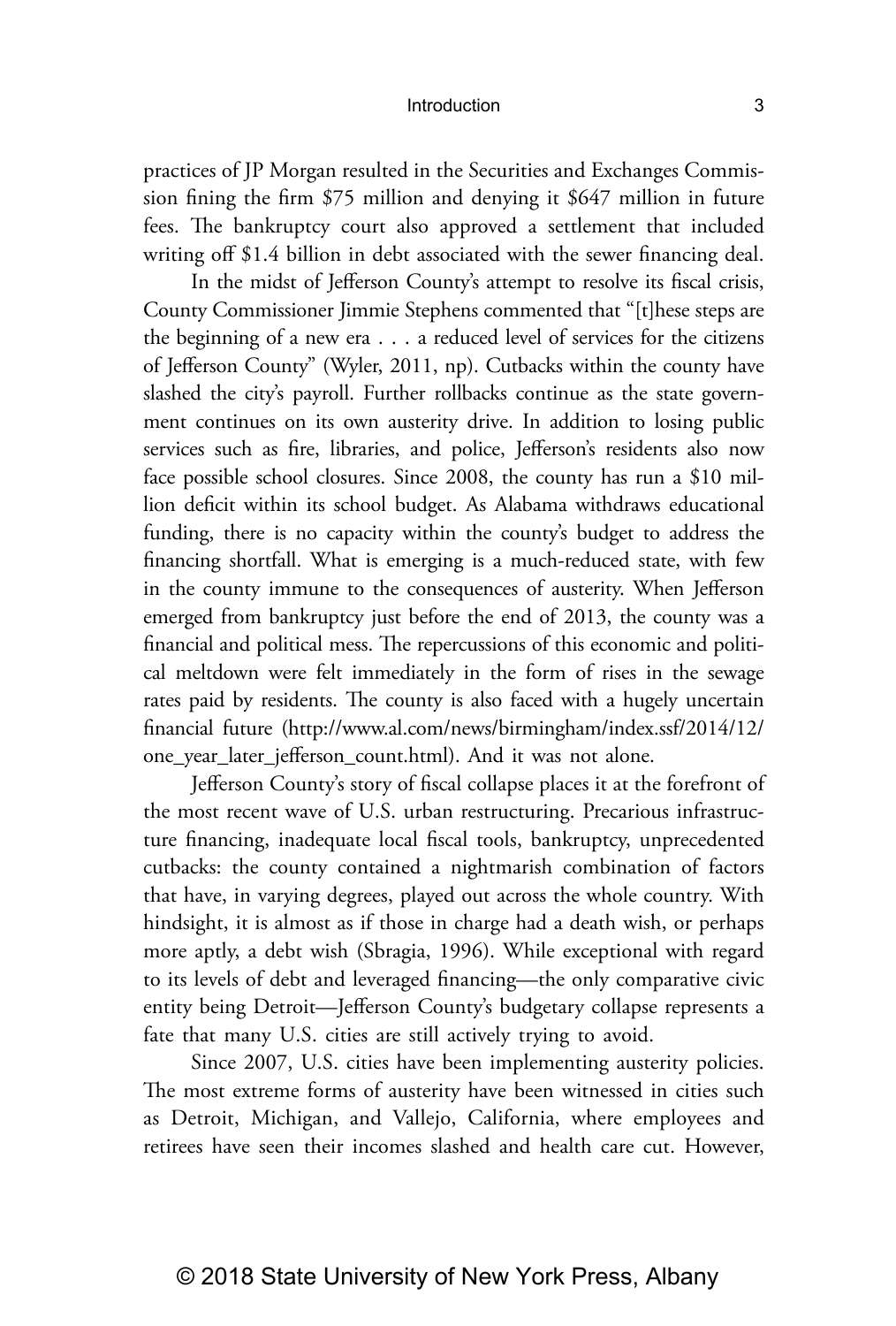practices of JP Morgan resulted in the Securities and Exchanges Commission fining the firm $75 million and denying it $647 million in future fees. The bankruptcy court also approved a settlement that included writing off $1.4 billion in debt associated with the sewer financing deal.

In the midst of Jefferson County's attempt to resolve its fiscal crisis, County Commissioner Jimmie Stephens commented that "[t]hese steps are the beginning of a new era . . . a reduced level of services for the citizens of Jefferson County" (Wyler, 2011, np). Cutbacks within the county have slashed the city's payroll. Further rollbacks continue as the state government continues on its own austerity drive. In addition to losing public services such as fire, libraries, and police, Jefferson's residents also now face possible school closures. Since 2008, the county has run a $10 million deficit within its school budget. As Alabama withdraws educational funding, there is no capacity within the county's budget to address the financing shortfall. What is emerging is a much-reduced state, with few in the county immune to the consequences of austerity. When Jefferson emerged from bankruptcy just before the end of 2013, the county was a financial and political mess. The repercussions of this economic and political meltdown were felt immediately in the form of rises in the sewage rates paid by residents. The county is also faced with a hugely uncertain financial future (http://www.al.com/news/birmingham/index.ssf/2014/12/one_year_later_jefferson_count.html). And it was not alone.

Jefferson County's story of fiscal collapse places it at the forefront of the most recent wave of U.S. urban restructuring. Precarious infrastructure financing, inadequate local fiscal tools, bankruptcy, unprecedented cutbacks: the county contained a nightmarish combination of factors that have, in varying degrees, played out across the whole country. With hindsight, it is almost as if those in charge had a death wish, or perhaps more aptly, a debt wish (Sbragia, 1996). While exceptional with regard to its levels of debt and leveraged financing—the only comparative civic entity being Detroit—Jefferson County's budgetary collapse represents a fate that many U.S. cities are still actively trying to avoid.

Since 2007, U.S. cities have been implementing austerity policies. The most extreme forms of austerity have been witnessed in cities such as Detroit, Michigan, and Vallejo, California, where employees and retirees have seen their incomes slashed and health care cut. However,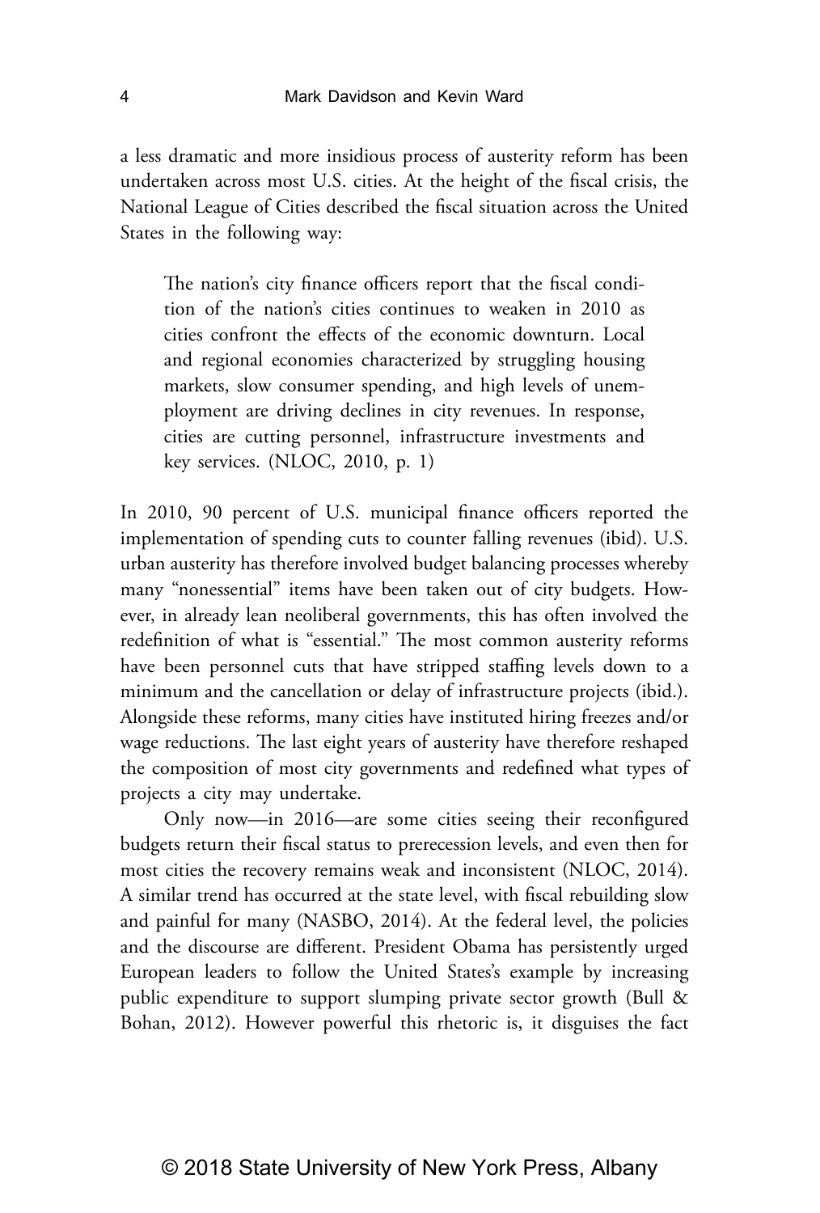a less dramatic and more insidious process of austerity reform has been undertaken across most U.S. cities. At the height of the fiscal crisis, the National League of Cities described the fiscal situation across the United States in the following way:

> The nation's city finance officers report that the fiscal condition of the nation's cities continues to weaken in 2010 as cities confront the effects of the economic downturn. Local and regional economies characterized by struggling housing markets, slow consumer spending, and high levels of unemployment are driving declines in city revenues. In response, cities are cutting personnel, infrastructure investments and key services. (NLOC, 2010, p. 1)

In 2010, 90 percent of U.S. municipal finance officers reported the implementation of spending cuts to counter falling revenues (ibid). U.S. urban austerity has therefore involved budget balancing processes whereby many "nonessential" items have been taken out of city budgets. However, in already lean neoliberal governments, this has often involved the redefinition of what is "essential." The most common austerity reforms have been personnel cuts that have stripped staffing levels down to a minimum and the cancellation or delay of infrastructure projects (ibid.). Alongside these reforms, many cities have instituted hiring freezes and/or wage reductions. The last eight years of austerity have therefore reshaped the composition of most city governments and redefined what types of projects a city may undertake.

Only now—in 2016—are some cities seeing their reconfigured budgets return their fiscal status to prerecession levels, and even then for most cities the recovery remains weak and inconsistent (NLOC, 2014). A similar trend has occurred at the state level, with fiscal rebuilding slow and painful for many (NASBO, 2014). At the federal level, the policies and the discourse are different. President Obama has persistently urged European leaders to follow the United States's example by increasing public expenditure to support slumping private sector growth (Bull & Bohan, 2012). However powerful this rhetoric is, it disguises the fact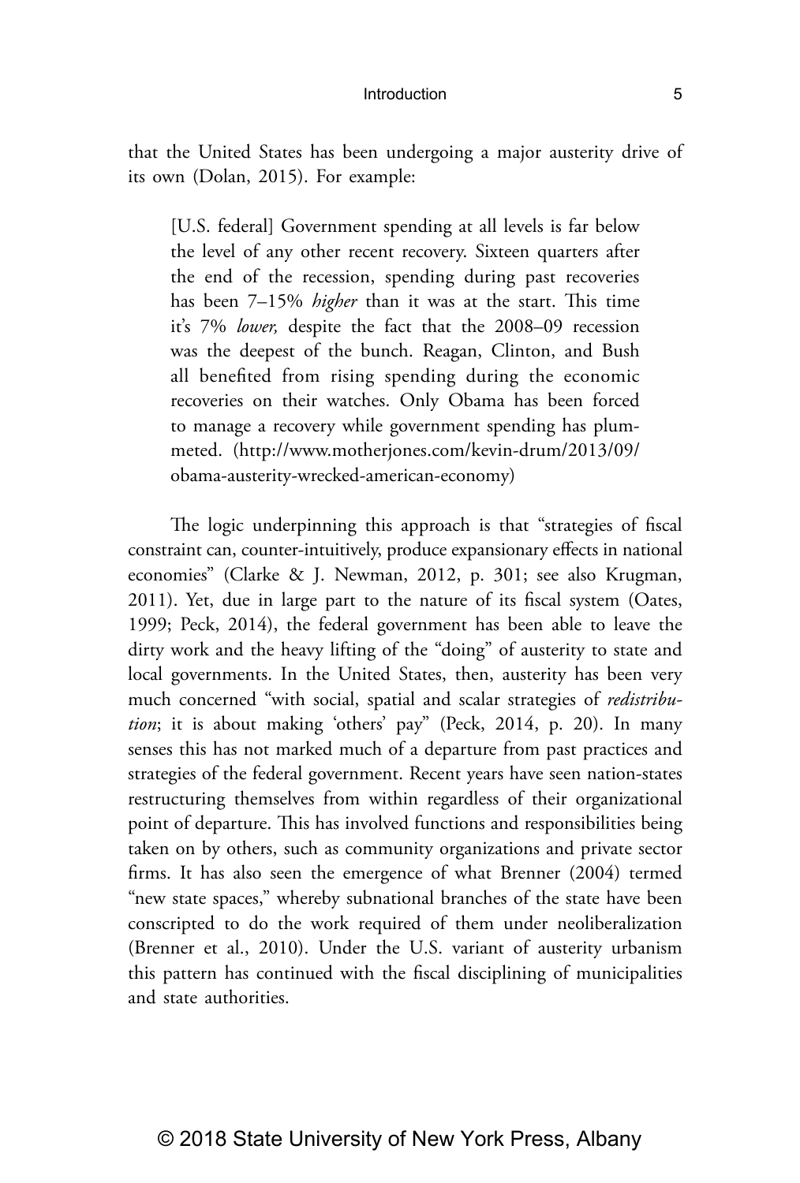that the United States has been undergoing a major austerity drive of its own (Dolan, 2015). For example:

> [U.S. federal] Government spending at all levels is far below the level of any other recent recovery. Sixteen quarters after the end of the recession, spending during past recoveries has been 7–15% *higher* than it was at the start. This time it's 7% *lower,* despite the fact that the 2008–09 recession was the deepest of the bunch. Reagan, Clinton, and Bush all benefited from rising spending during the economic recoveries on their watches. Only Obama has been forced to manage a recovery while government spending has plummeted. (http://www.motherjones.com/kevin-drum/2013/09/obama-austerity-wrecked-american-economy)

The logic underpinning this approach is that "strategies of fiscal constraint can, counter-intuitively, produce expansionary effects in national economies" (Clarke & J. Newman, 2012, p. 301; see also Krugman, 2011). Yet, due in large part to the nature of its fiscal system (Oates, 1999; Peck, 2014), the federal government has been able to leave the dirty work and the heavy lifting of the "doing" of austerity to state and local governments. In the United States, then, austerity has been very much concerned "with social, spatial and scalar strategies of *redistribution*; it is about making 'others' pay" (Peck, 2014, p. 20). In many senses this has not marked much of a departure from past practices and strategies of the federal government. Recent years have seen nation-states restructuring themselves from within regardless of their organizational point of departure. This has involved functions and responsibilities being taken on by others, such as community organizations and private sector firms. It has also seen the emergence of what Brenner (2004) termed "new state spaces," whereby subnational branches of the state have been conscripted to do the work required of them under neoliberalization (Brenner et al., 2010). Under the U.S. variant of austerity urbanism this pattern has continued with the fiscal disciplining of municipalities and state authorities.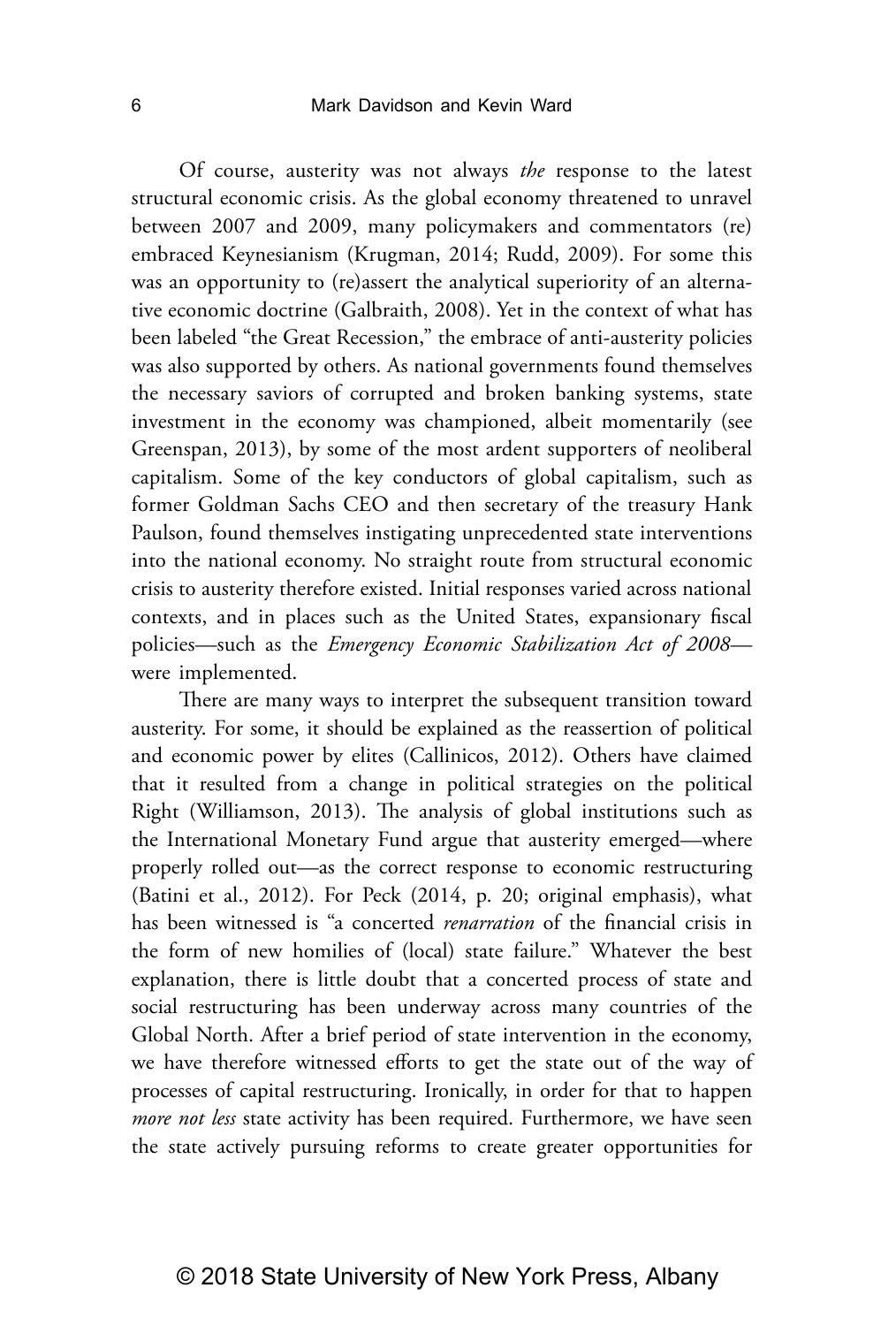Of course, austerity was not always *the* response to the latest structural economic crisis. As the global economy threatened to unravel between 2007 and 2009, many policymakers and commentators (re) embraced Keynesianism (Krugman, 2014; Rudd, 2009). For some this was an opportunity to (re)assert the analytical superiority of an alternative economic doctrine (Galbraith, 2008). Yet in the context of what has been labeled "the Great Recession," the embrace of anti-austerity policies was also supported by others. As national governments found themselves the necessary saviors of corrupted and broken banking systems, state investment in the economy was championed, albeit momentarily (see Greenspan, 2013), by some of the most ardent supporters of neoliberal capitalism. Some of the key conductors of global capitalism, such as former Goldman Sachs CEO and then secretary of the treasury Hank Paulson, found themselves instigating unprecedented state interventions into the national economy. No straight route from structural economic crisis to austerity therefore existed. Initial responses varied across national contexts, and in places such as the United States, expansionary fiscal policies—such as the *Emergency Economic Stabilization Act of 2008*—were implemented.

There are many ways to interpret the subsequent transition toward austerity. For some, it should be explained as the reassertion of political and economic power by elites (Callinicos, 2012). Others have claimed that it resulted from a change in political strategies on the political Right (Williamson, 2013). The analysis of global institutions such as the International Monetary Fund argue that austerity emerged—where properly rolled out—as the correct response to economic restructuring (Batini et al., 2012). For Peck (2014, p. 20; original emphasis), what has been witnessed is "a concerted *renarration* of the financial crisis in the form of new homilies of (local) state failure." Whatever the best explanation, there is little doubt that a concerted process of state and social restructuring has been underway across many countries of the Global North. After a brief period of state intervention in the economy, we have therefore witnessed efforts to get the state out of the way of processes of capital restructuring. Ironically, in order for that to happen *more not less* state activity has been required. Furthermore, we have seen the state actively pursuing reforms to create greater opportunities for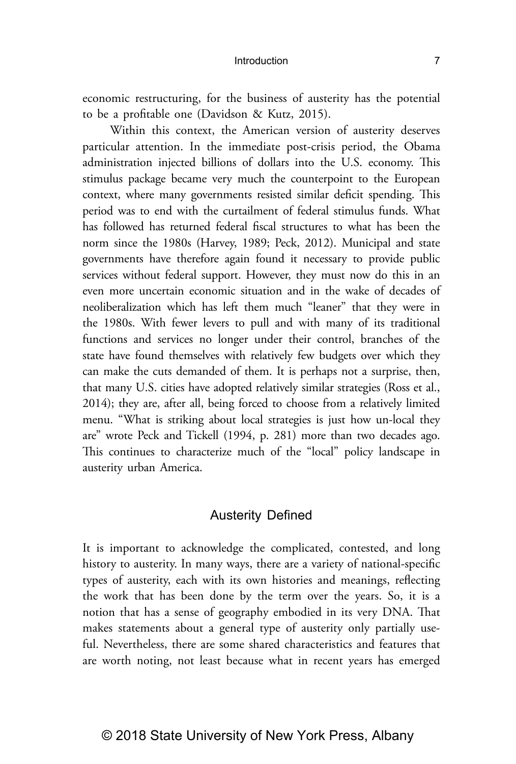economic restructuring, for the business of austerity has the potential to be a profitable one (Davidson & Kutz, 2015).

Within this context, the American version of austerity deserves particular attention. In the immediate post-crisis period, the Obama administration injected billions of dollars into the U.S. economy. This stimulus package became very much the counterpoint to the European context, where many governments resisted similar deficit spending. This period was to end with the curtailment of federal stimulus funds. What has followed has returned federal fiscal structures to what has been the norm since the 1980s (Harvey, 1989; Peck, 2012). Municipal and state governments have therefore again found it necessary to provide public services without federal support. However, they must now do this in an even more uncertain economic situation and in the wake of decades of neoliberalization which has left them much "leaner" that they were in the 1980s. With fewer levers to pull and with many of its traditional functions and services no longer under their control, branches of the state have found themselves with relatively few budgets over which they can make the cuts demanded of them. It is perhaps not a surprise, then, that many U.S. cities have adopted relatively similar strategies (Ross et al., 2014); they are, after all, being forced to choose from a relatively limited menu. "What is striking about local strategies is just how un-local they are" wrote Peck and Tickell (1994, p. 281) more than two decades ago. This continues to characterize much of the "local" policy landscape in austerity urban America.

## Austerity Defined

It is important to acknowledge the complicated, contested, and long history to austerity. In many ways, there are a variety of national-specific types of austerity, each with its own histories and meanings, reflecting the work that has been done by the term over the years. So, it is a notion that has a sense of geography embodied in its very DNA. That makes statements about a general type of austerity only partially useful. Nevertheless, there are some shared characteristics and features that are worth noting, not least because what in recent years has emerged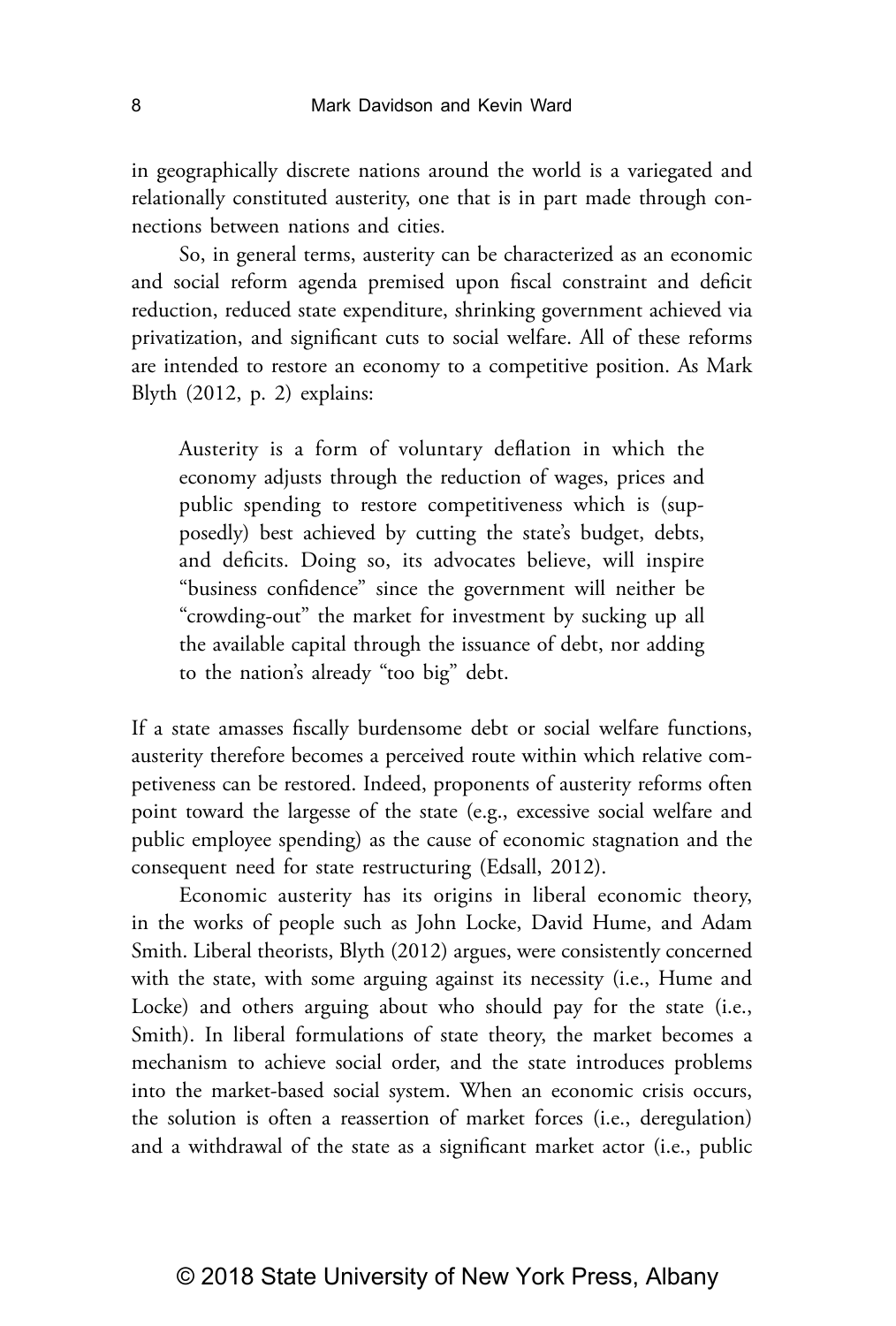in geographically discrete nations around the world is a variegated and relationally constituted austerity, one that is in part made through connections between nations and cities.

So, in general terms, austerity can be characterized as an economic and social reform agenda premised upon fiscal constraint and deficit reduction, reduced state expenditure, shrinking government achieved via privatization, and significant cuts to social welfare. All of these reforms are intended to restore an economy to a competitive position. As Mark Blyth (2012, p. 2) explains:

> Austerity is a form of voluntary deflation in which the economy adjusts through the reduction of wages, prices and public spending to restore competitiveness which is (supposedly) best achieved by cutting the state's budget, debts, and deficits. Doing so, its advocates believe, will inspire "business confidence" since the government will neither be "crowding-out" the market for investment by sucking up all the available capital through the issuance of debt, nor adding to the nation's already "too big" debt.

If a state amasses fiscally burdensome debt or social welfare functions, austerity therefore becomes a perceived route within which relative competiveness can be restored. Indeed, proponents of austerity reforms often point toward the largesse of the state (e.g., excessive social welfare and public employee spending) as the cause of economic stagnation and the consequent need for state restructuring (Edsall, 2012).

Economic austerity has its origins in liberal economic theory, in the works of people such as John Locke, David Hume, and Adam Smith. Liberal theorists, Blyth (2012) argues, were consistently concerned with the state, with some arguing against its necessity (i.e., Hume and Locke) and others arguing about who should pay for the state (i.e., Smith). In liberal formulations of state theory, the market becomes a mechanism to achieve social order, and the state introduces problems into the market-based social system. When an economic crisis occurs, the solution is often a reassertion of market forces (i.e., deregulation) and a withdrawal of the state as a significant market actor (i.e., public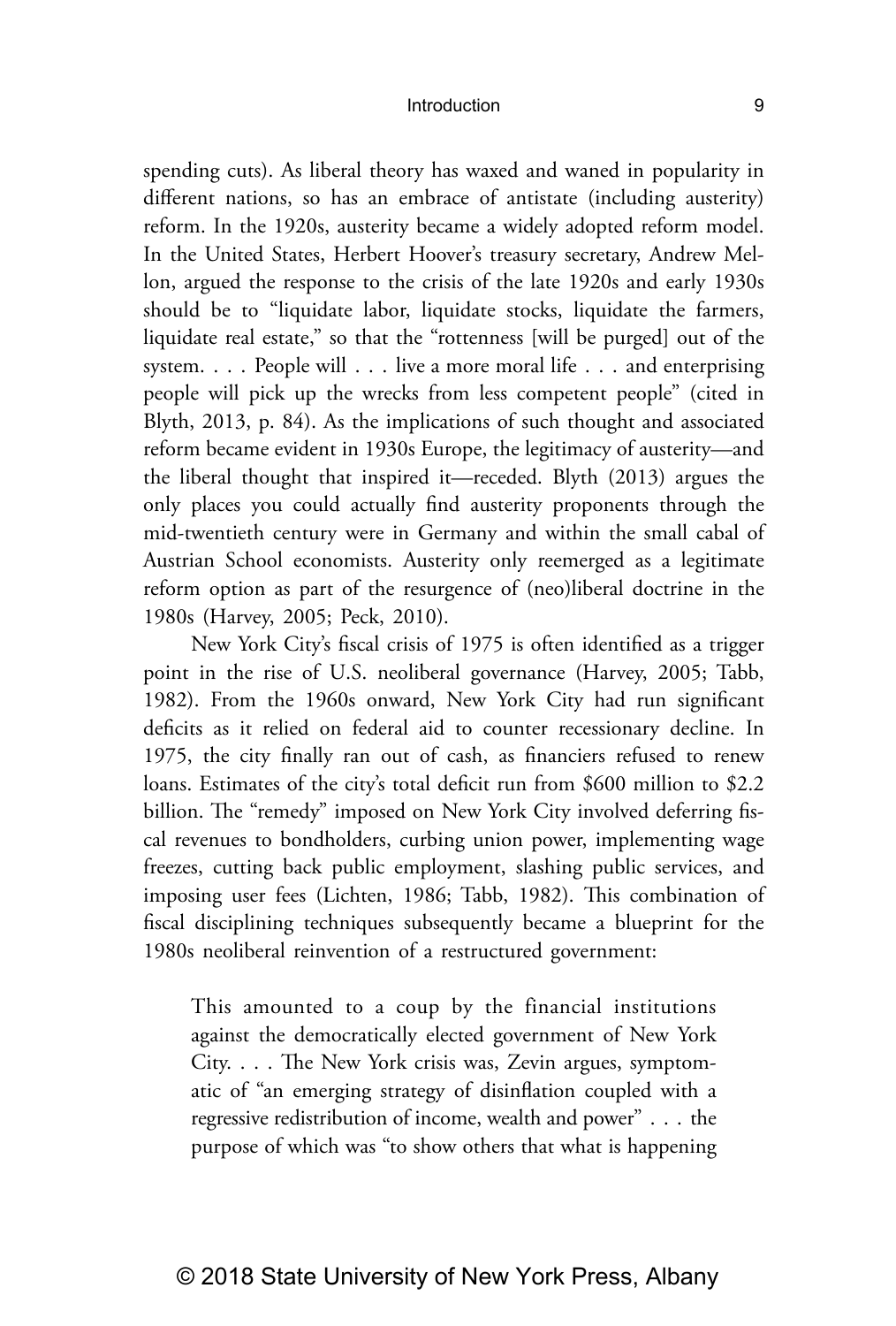spending cuts). As liberal theory has waxed and waned in popularity in different nations, so has an embrace of antistate (including austerity) reform. In the 1920s, austerity became a widely adopted reform model. In the United States, Herbert Hoover's treasury secretary, Andrew Mellon, argued the response to the crisis of the late 1920s and early 1930s should be to "liquidate labor, liquidate stocks, liquidate the farmers, liquidate real estate," so that the "rottenness [will be purged] out of the system. . . . People will . . . live a more moral life . . . and enterprising people will pick up the wrecks from less competent people" (cited in Blyth, 2013, p. 84). As the implications of such thought and associated reform became evident in 1930s Europe, the legitimacy of austerity—and the liberal thought that inspired it—receded. Blyth (2013) argues the only places you could actually find austerity proponents through the mid-twentieth century were in Germany and within the small cabal of Austrian School economists. Austerity only reemerged as a legitimate reform option as part of the resurgence of (neo)liberal doctrine in the 1980s (Harvey, 2005; Peck, 2010).

New York City's fiscal crisis of 1975 is often identified as a trigger point in the rise of U.S. neoliberal governance (Harvey, 2005; Tabb, 1982). From the 1960s onward, New York City had run significant deficits as it relied on federal aid to counter recessionary decline. In 1975, the city finally ran out of cash, as financiers refused to renew loans. Estimates of the city's total deficit run from $600 million to $2.2 billion. The "remedy" imposed on New York City involved deferring fiscal revenues to bondholders, curbing union power, implementing wage freezes, cutting back public employment, slashing public services, and imposing user fees (Lichten, 1986; Tabb, 1982). This combination of fiscal disciplining techniques subsequently became a blueprint for the 1980s neoliberal reinvention of a restructured government:

> This amounted to a coup by the financial institutions against the democratically elected government of New York City. . . . The New York crisis was, Zevin argues, symptomatic of "an emerging strategy of disinflation coupled with a regressive redistribution of income, wealth and power" . . . the purpose of which was "to show others that what is happening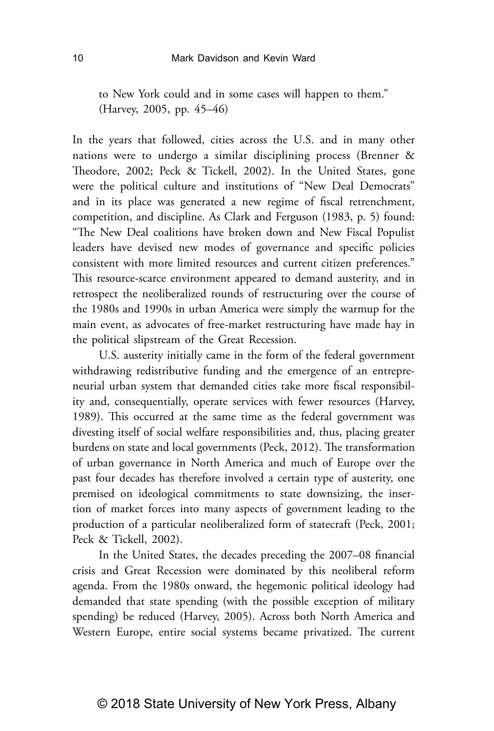> to New York could and in some cases will happen to them." (Harvey, 2005, pp. 45–46)

In the years that followed, cities across the U.S. and in many other nations were to undergo a similar disciplining process (Brenner & Theodore, 2002; Peck & Tickell, 2002). In the United States, gone were the political culture and institutions of "New Deal Democrats" and in its place was generated a new regime of fiscal retrenchment, competition, and discipline. As Clark and Ferguson (1983, p. 5) found: "The New Deal coalitions have broken down and New Fiscal Populist leaders have devised new modes of governance and specific policies consistent with more limited resources and current citizen preferences." This resource-scarce environment appeared to demand austerity, and in retrospect the neoliberalized rounds of restructuring over the course of the 1980s and 1990s in urban America were simply the warmup for the main event, as advocates of free-market restructuring have made hay in the political slipstream of the Great Recession.

U.S. austerity initially came in the form of the federal government withdrawing redistributive funding and the emergence of an entrepreneurial urban system that demanded cities take more fiscal responsibility and, consequentially, operate services with fewer resources (Harvey, 1989). This occurred at the same time as the federal government was divesting itself of social welfare responsibilities and, thus, placing greater burdens on state and local governments (Peck, 2012). The transformation of urban governance in North America and much of Europe over the past four decades has therefore involved a certain type of austerity, one premised on ideological commitments to state downsizing, the insertion of market forces into many aspects of government leading to the production of a particular neoliberalized form of statecraft (Peck, 2001; Peck & Tickell, 2002).

In the United States, the decades preceding the 2007–08 financial crisis and Great Recession were dominated by this neoliberal reform agenda. From the 1980s onward, the hegemonic political ideology had demanded that state spending (with the possible exception of military spending) be reduced (Harvey, 2005). Across both North America and Western Europe, entire social systems became privatized. The current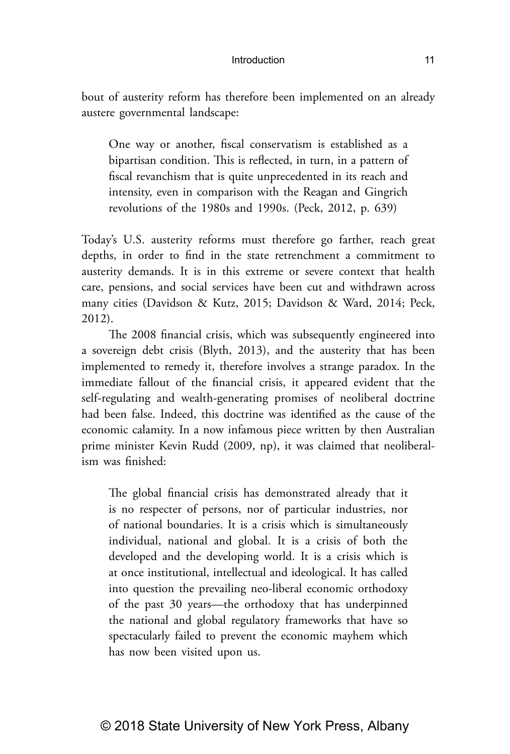bout of austerity reform has therefore been implemented on an already austere governmental landscape:

> One way or another, fiscal conservatism is established as a bipartisan condition. This is reflected, in turn, in a pattern of fiscal revanchism that is quite unprecedented in its reach and intensity, even in comparison with the Reagan and Gingrich revolutions of the 1980s and 1990s. (Peck, 2012, p. 639)

Today's U.S. austerity reforms must therefore go farther, reach great depths, in order to find in the state retrenchment a commitment to austerity demands. It is in this extreme or severe context that health care, pensions, and social services have been cut and withdrawn across many cities (Davidson & Kutz, 2015; Davidson & Ward, 2014; Peck, 2012).

The 2008 financial crisis, which was subsequently engineered into a sovereign debt crisis (Blyth, 2013), and the austerity that has been implemented to remedy it, therefore involves a strange paradox. In the immediate fallout of the financial crisis, it appeared evident that the self-regulating and wealth-generating promises of neoliberal doctrine had been false. Indeed, this doctrine was identified as the cause of the economic calamity. In a now infamous piece written by then Australian prime minister Kevin Rudd (2009, np), it was claimed that neoliberalism was finished:

> The global financial crisis has demonstrated already that it is no respecter of persons, nor of particular industries, nor of national boundaries. It is a crisis which is simultaneously individual, national and global. It is a crisis of both the developed and the developing world. It is a crisis which is at once institutional, intellectual and ideological. It has called into question the prevailing neo-liberal economic orthodoxy of the past 30 years—the orthodoxy that has underpinned the national and global regulatory frameworks that have so spectacularly failed to prevent the economic mayhem which has now been visited upon us.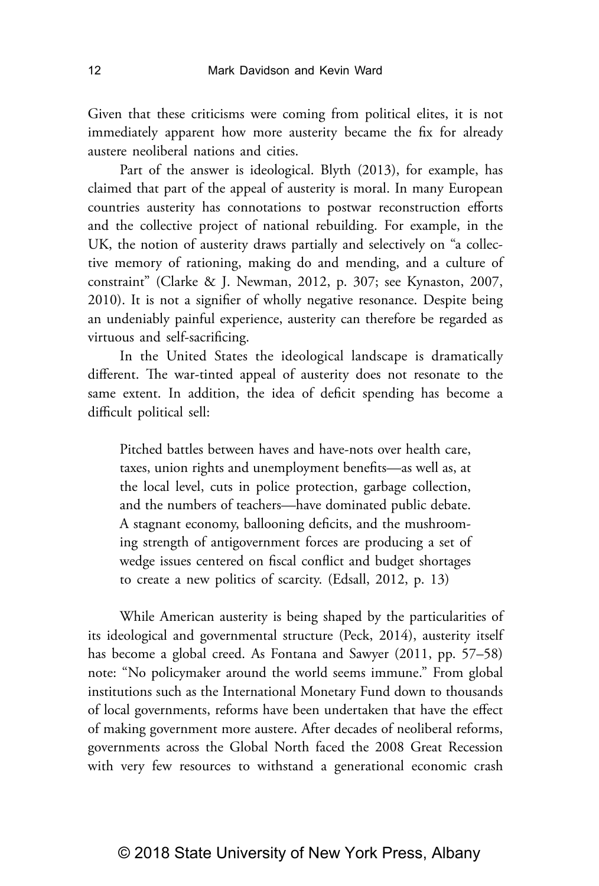Given that these criticisms were coming from political elites, it is not immediately apparent how more austerity became the fix for already austere neoliberal nations and cities.

Part of the answer is ideological. Blyth (2013), for example, has claimed that part of the appeal of austerity is moral. In many European countries austerity has connotations to postwar reconstruction efforts and the collective project of national rebuilding. For example, in the UK, the notion of austerity draws partially and selectively on "a collective memory of rationing, making do and mending, and a culture of constraint" (Clarke & J. Newman, 2012, p. 307; see Kynaston, 2007, 2010). It is not a signifier of wholly negative resonance. Despite being an undeniably painful experience, austerity can therefore be regarded as virtuous and self-sacrificing.

In the United States the ideological landscape is dramatically different. The war-tinted appeal of austerity does not resonate to the same extent. In addition, the idea of deficit spending has become a difficult political sell:

> Pitched battles between haves and have-nots over health care, taxes, union rights and unemployment benefits—as well as, at the local level, cuts in police protection, garbage collection, and the numbers of teachers—have dominated public debate. A stagnant economy, ballooning deficits, and the mushrooming strength of antigovernment forces are producing a set of wedge issues centered on fiscal conflict and budget shortages to create a new politics of scarcity. (Edsall, 2012, p. 13)

While American austerity is being shaped by the particularities of its ideological and governmental structure (Peck, 2014), austerity itself has become a global creed. As Fontana and Sawyer (2011, pp. 57–58) note: "No policymaker around the world seems immune." From global institutions such as the International Monetary Fund down to thousands of local governments, reforms have been undertaken that have the effect of making government more austere. After decades of neoliberal reforms, governments across the Global North faced the 2008 Great Recession with very few resources to withstand a generational economic crash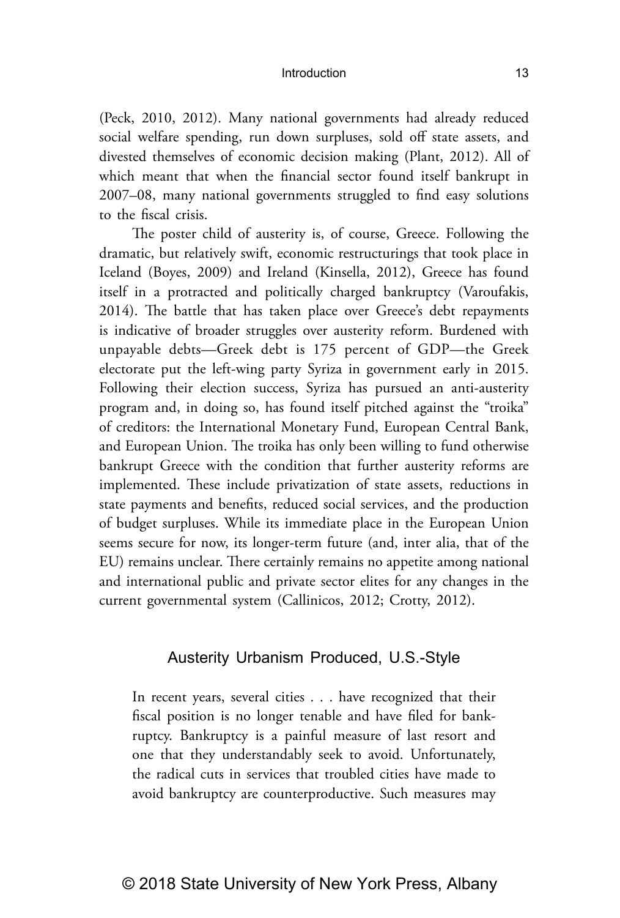(Peck, 2010, 2012). Many national governments had already reduced social welfare spending, run down surpluses, sold off state assets, and divested themselves of economic decision making (Plant, 2012). All of which meant that when the financial sector found itself bankrupt in 2007–08, many national governments struggled to find easy solutions to the fiscal crisis.

The poster child of austerity is, of course, Greece. Following the dramatic, but relatively swift, economic restructurings that took place in Iceland (Boyes, 2009) and Ireland (Kinsella, 2012), Greece has found itself in a protracted and politically charged bankruptcy (Varoufakis, 2014). The battle that has taken place over Greece's debt repayments is indicative of broader struggles over austerity reform. Burdened with unpayable debts—Greek debt is 175 percent of GDP—the Greek electorate put the left-wing party Syriza in government early in 2015. Following their election success, Syriza has pursued an anti-austerity program and, in doing so, has found itself pitched against the "troika" of creditors: the International Monetary Fund, European Central Bank, and European Union. The troika has only been willing to fund otherwise bankrupt Greece with the condition that further austerity reforms are implemented. These include privatization of state assets, reductions in state payments and benefits, reduced social services, and the production of budget surpluses. While its immediate place in the European Union seems secure for now, its longer-term future (and, inter alia, that of the EU) remains unclear. There certainly remains no appetite among national and international public and private sector elites for any changes in the current governmental system (Callinicos, 2012; Crotty, 2012).

## Austerity Urbanism Produced, U.S.-Style

> In recent years, several cities . . . have recognized that their fiscal position is no longer tenable and have filed for bankruptcy. Bankruptcy is a painful measure of last resort and one that they understandably seek to avoid. Unfortunately, the radical cuts in services that troubled cities have made to avoid bankruptcy are counterproductive. Such measures may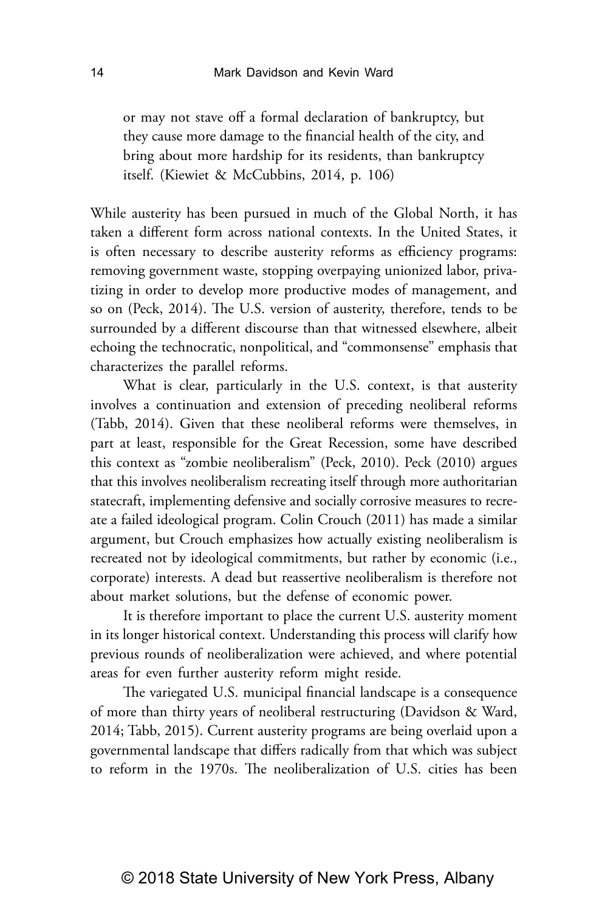> or may not stave off a formal declaration of bankruptcy, but they cause more damage to the financial health of the city, and bring about more hardship for its residents, than bankruptcy itself. (Kiewiet & McCubbins, 2014, p. 106)

While austerity has been pursued in much of the Global North, it has taken a different form across national contexts. In the United States, it is often necessary to describe austerity reforms as efficiency programs: removing government waste, stopping overpaying unionized labor, privatizing in order to develop more productive modes of management, and so on (Peck, 2014). The U.S. version of austerity, therefore, tends to be surrounded by a different discourse than that witnessed elsewhere, albeit echoing the technocratic, nonpolitical, and "commonsense" emphasis that characterizes the parallel reforms.

What is clear, particularly in the U.S. context, is that austerity involves a continuation and extension of preceding neoliberal reforms (Tabb, 2014). Given that these neoliberal reforms were themselves, in part at least, responsible for the Great Recession, some have described this context as "zombie neoliberalism" (Peck, 2010). Peck (2010) argues that this involves neoliberalism recreating itself through more authoritarian statecraft, implementing defensive and socially corrosive measures to recreate a failed ideological program. Colin Crouch (2011) has made a similar argument, but Crouch emphasizes how actually existing neoliberalism is recreated not by ideological commitments, but rather by economic (i.e., corporate) interests. A dead but reassertive neoliberalism is therefore not about market solutions, but the defense of economic power.

It is therefore important to place the current U.S. austerity moment in its longer historical context. Understanding this process will clarify how previous rounds of neoliberalization were achieved, and where potential areas for even further austerity reform might reside.

The variegated U.S. municipal financial landscape is a consequence of more than thirty years of neoliberal restructuring (Davidson & Ward, 2014; Tabb, 2015). Current austerity programs are being overlaid upon a governmental landscape that differs radically from that which was subject to reform in the 1970s. The neoliberalization of U.S. cities has been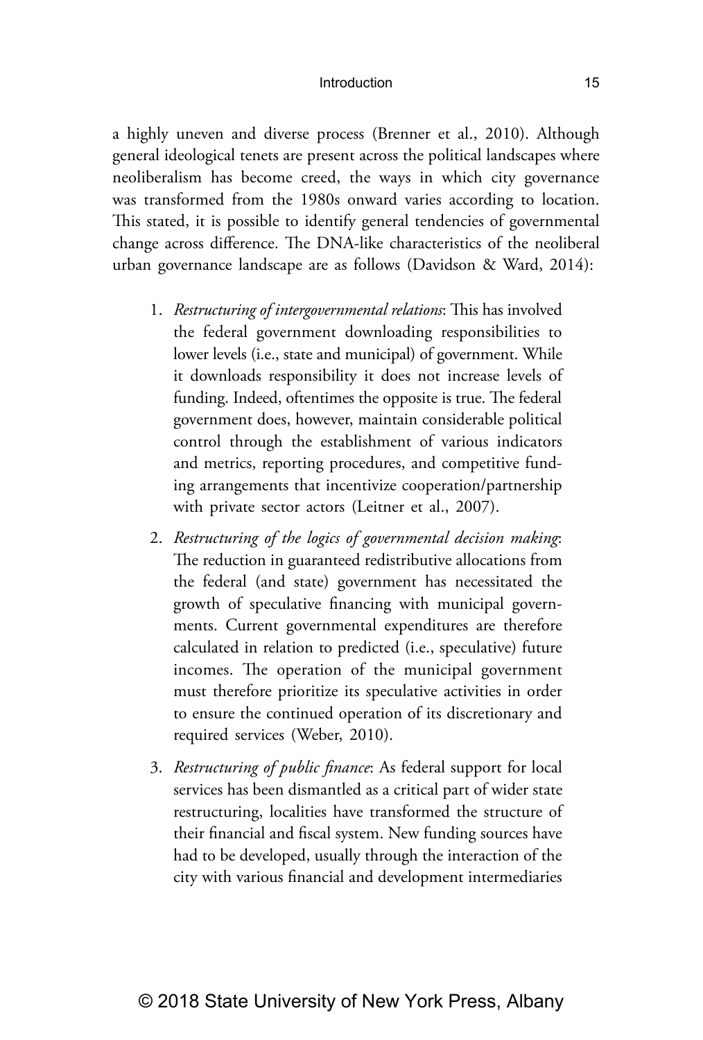a highly uneven and diverse process (Brenner et al., 2010). Although general ideological tenets are present across the political landscapes where neoliberalism has become creed, the ways in which city governance was transformed from the 1980s onward varies according to location. This stated, it is possible to identify general tendencies of governmental change across difference. The DNA-like characteristics of the neoliberal urban governance landscape are as follows (Davidson & Ward, 2014):

1. *Restructuring of intergovernmental relations*: This has involved the federal government downloading responsibilities to lower levels (i.e., state and municipal) of government. While it downloads responsibility it does not increase levels of funding. Indeed, oftentimes the opposite is true. The federal government does, however, maintain considerable political control through the establishment of various indicators and metrics, reporting procedures, and competitive funding arrangements that incentivize cooperation/partnership with private sector actors (Leitner et al., 2007).
2. *Restructuring of the logics of governmental decision making*: The reduction in guaranteed redistributive allocations from the federal (and state) government has necessitated the growth of speculative financing with municipal governments. Current governmental expenditures are therefore calculated in relation to predicted (i.e., speculative) future incomes. The operation of the municipal government must therefore prioritize its speculative activities in order to ensure the continued operation of its discretionary and required services (Weber, 2010).
3. *Restructuring of public finance*: As federal support for local services has been dismantled as a critical part of wider state restructuring, localities have transformed the structure of their financial and fiscal system. New funding sources have had to be developed, usually through the interaction of the city with various financial and development intermediaries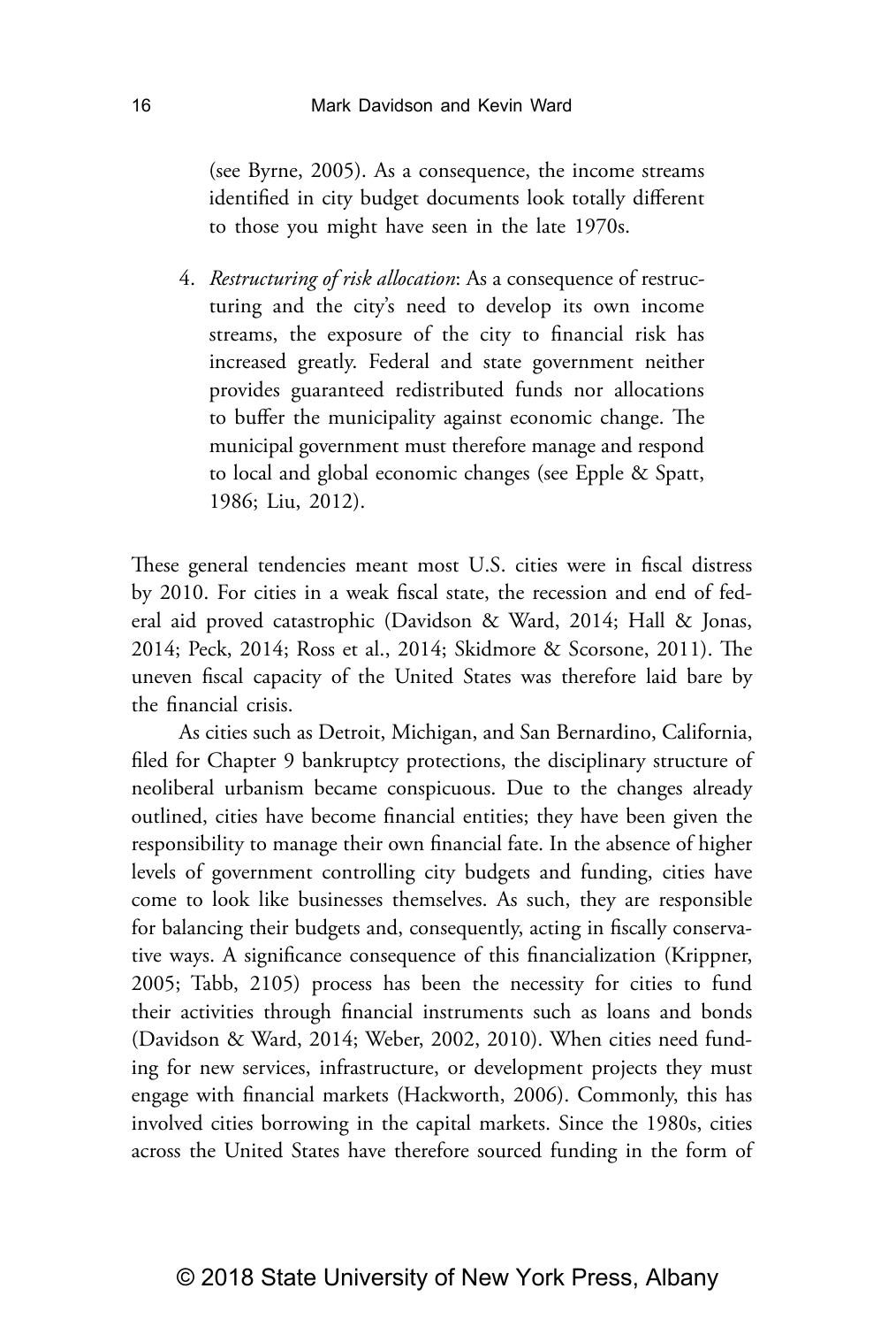(see Byrne, 2005). As a consequence, the income streams identified in city budget documents look totally different to those you might have seen in the late 1970s.

4. *Restructuring of risk allocation*: As a consequence of restructuring and the city's need to develop its own income streams, the exposure of the city to financial risk has increased greatly. Federal and state government neither provides guaranteed redistributed funds nor allocations to buffer the municipality against economic change. The municipal government must therefore manage and respond to local and global economic changes (see Epple & Spatt, 1986; Liu, 2012).

These general tendencies meant most U.S. cities were in fiscal distress by 2010. For cities in a weak fiscal state, the recession and end of federal aid proved catastrophic (Davidson & Ward, 2014; Hall & Jonas, 2014; Peck, 2014; Ross et al., 2014; Skidmore & Scorsone, 2011). The uneven fiscal capacity of the United States was therefore laid bare by the financial crisis.

As cities such as Detroit, Michigan, and San Bernardino, California, filed for Chapter 9 bankruptcy protections, the disciplinary structure of neoliberal urbanism became conspicuous. Due to the changes already outlined, cities have become financial entities; they have been given the responsibility to manage their own financial fate. In the absence of higher levels of government controlling city budgets and funding, cities have come to look like businesses themselves. As such, they are responsible for balancing their budgets and, consequently, acting in fiscally conservative ways. A significance consequence of this financialization (Krippner, 2005; Tabb, 2105) process has been the necessity for cities to fund their activities through financial instruments such as loans and bonds (Davidson & Ward, 2014; Weber, 2002, 2010). When cities need funding for new services, infrastructure, or development projects they must engage with financial markets (Hackworth, 2006). Commonly, this has involved cities borrowing in the capital markets. Since the 1980s, cities across the United States have therefore sourced funding in the form of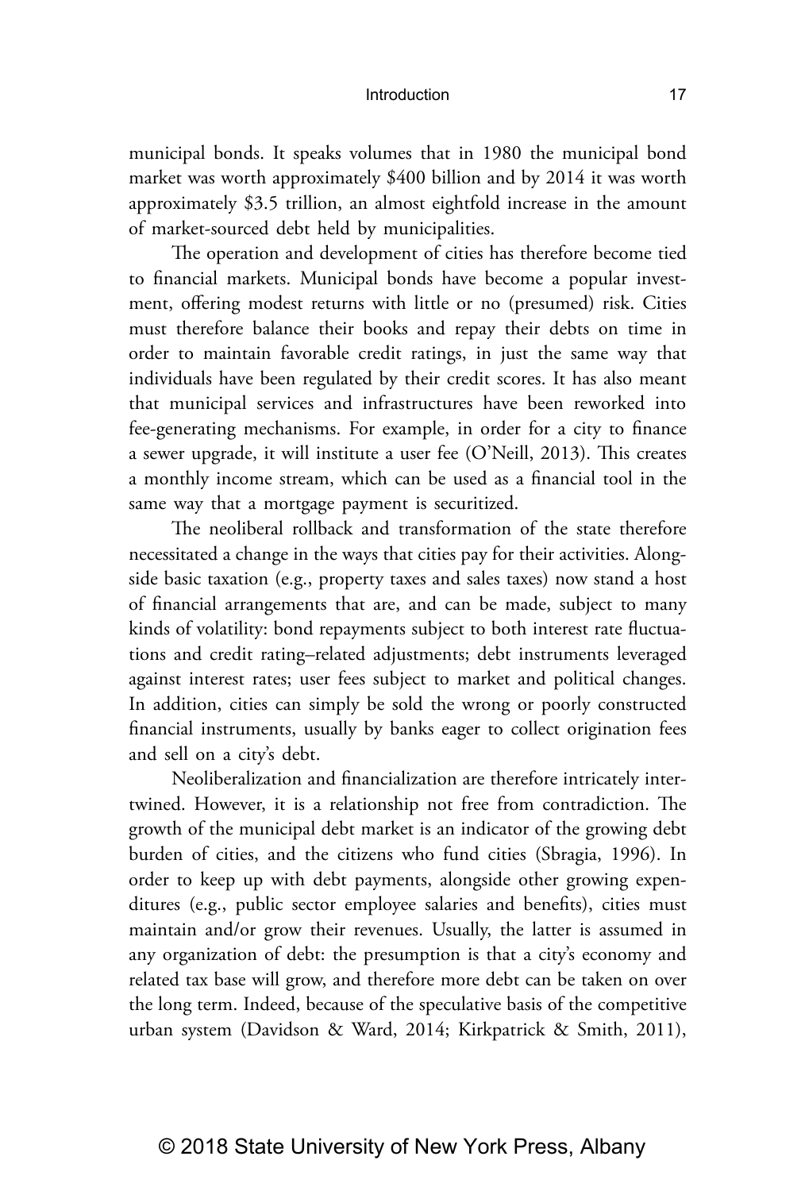municipal bonds. It speaks volumes that in 1980 the municipal bond market was worth approximately $400 billion and by 2014 it was worth approximately $3.5 trillion, an almost eightfold increase in the amount of market-sourced debt held by municipalities.

The operation and development of cities has therefore become tied to financial markets. Municipal bonds have become a popular investment, offering modest returns with little or no (presumed) risk. Cities must therefore balance their books and repay their debts on time in order to maintain favorable credit ratings, in just the same way that individuals have been regulated by their credit scores. It has also meant that municipal services and infrastructures have been reworked into fee-generating mechanisms. For example, in order for a city to finance a sewer upgrade, it will institute a user fee (O'Neill, 2013). This creates a monthly income stream, which can be used as a financial tool in the same way that a mortgage payment is securitized.

The neoliberal rollback and transformation of the state therefore necessitated a change in the ways that cities pay for their activities. Alongside basic taxation (e.g., property taxes and sales taxes) now stand a host of financial arrangements that are, and can be made, subject to many kinds of volatility: bond repayments subject to both interest rate fluctuations and credit rating–related adjustments; debt instruments leveraged against interest rates; user fees subject to market and political changes. In addition, cities can simply be sold the wrong or poorly constructed financial instruments, usually by banks eager to collect origination fees and sell on a city's debt.

Neoliberalization and financialization are therefore intricately intertwined. However, it is a relationship not free from contradiction. The growth of the municipal debt market is an indicator of the growing debt burden of cities, and the citizens who fund cities (Sbragia, 1996). In order to keep up with debt payments, alongside other growing expenditures (e.g., public sector employee salaries and benefits), cities must maintain and/or grow their revenues. Usually, the latter is assumed in any organization of debt: the presumption is that a city's economy and related tax base will grow, and therefore more debt can be taken on over the long term. Indeed, because of the speculative basis of the competitive urban system (Davidson & Ward, 2014; Kirkpatrick & Smith, 2011),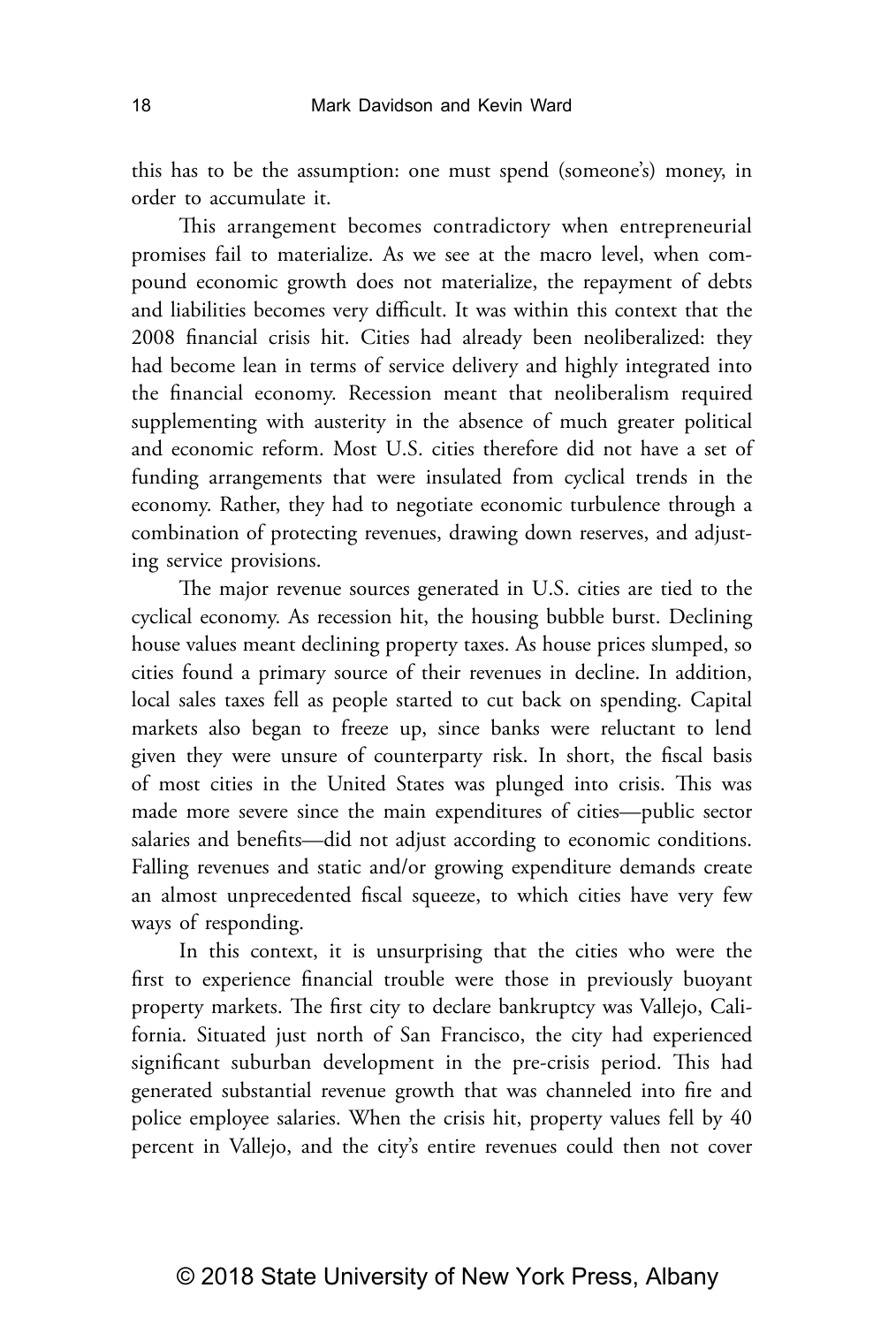this has to be the assumption: one must spend (someone's) money, in order to accumulate it.

This arrangement becomes contradictory when entrepreneurial promises fail to materialize. As we see at the macro level, when compound economic growth does not materialize, the repayment of debts and liabilities becomes very difficult. It was within this context that the 2008 financial crisis hit. Cities had already been neoliberalized: they had become lean in terms of service delivery and highly integrated into the financial economy. Recession meant that neoliberalism required supplementing with austerity in the absence of much greater political and economic reform. Most U.S. cities therefore did not have a set of funding arrangements that were insulated from cyclical trends in the economy. Rather, they had to negotiate economic turbulence through a combination of protecting revenues, drawing down reserves, and adjusting service provisions.

The major revenue sources generated in U.S. cities are tied to the cyclical economy. As recession hit, the housing bubble burst. Declining house values meant declining property taxes. As house prices slumped, so cities found a primary source of their revenues in decline. In addition, local sales taxes fell as people started to cut back on spending. Capital markets also began to freeze up, since banks were reluctant to lend given they were unsure of counterparty risk. In short, the fiscal basis of most cities in the United States was plunged into crisis. This was made more severe since the main expenditures of cities—public sector salaries and benefits—did not adjust according to economic conditions. Falling revenues and static and/or growing expenditure demands create an almost unprecedented fiscal squeeze, to which cities have very few ways of responding.

In this context, it is unsurprising that the cities who were the first to experience financial trouble were those in previously buoyant property markets. The first city to declare bankruptcy was Vallejo, California. Situated just north of San Francisco, the city had experienced significant suburban development in the pre-crisis period. This had generated substantial revenue growth that was channeled into fire and police employee salaries. When the crisis hit, property values fell by 40 percent in Vallejo, and the city's entire revenues could then not cover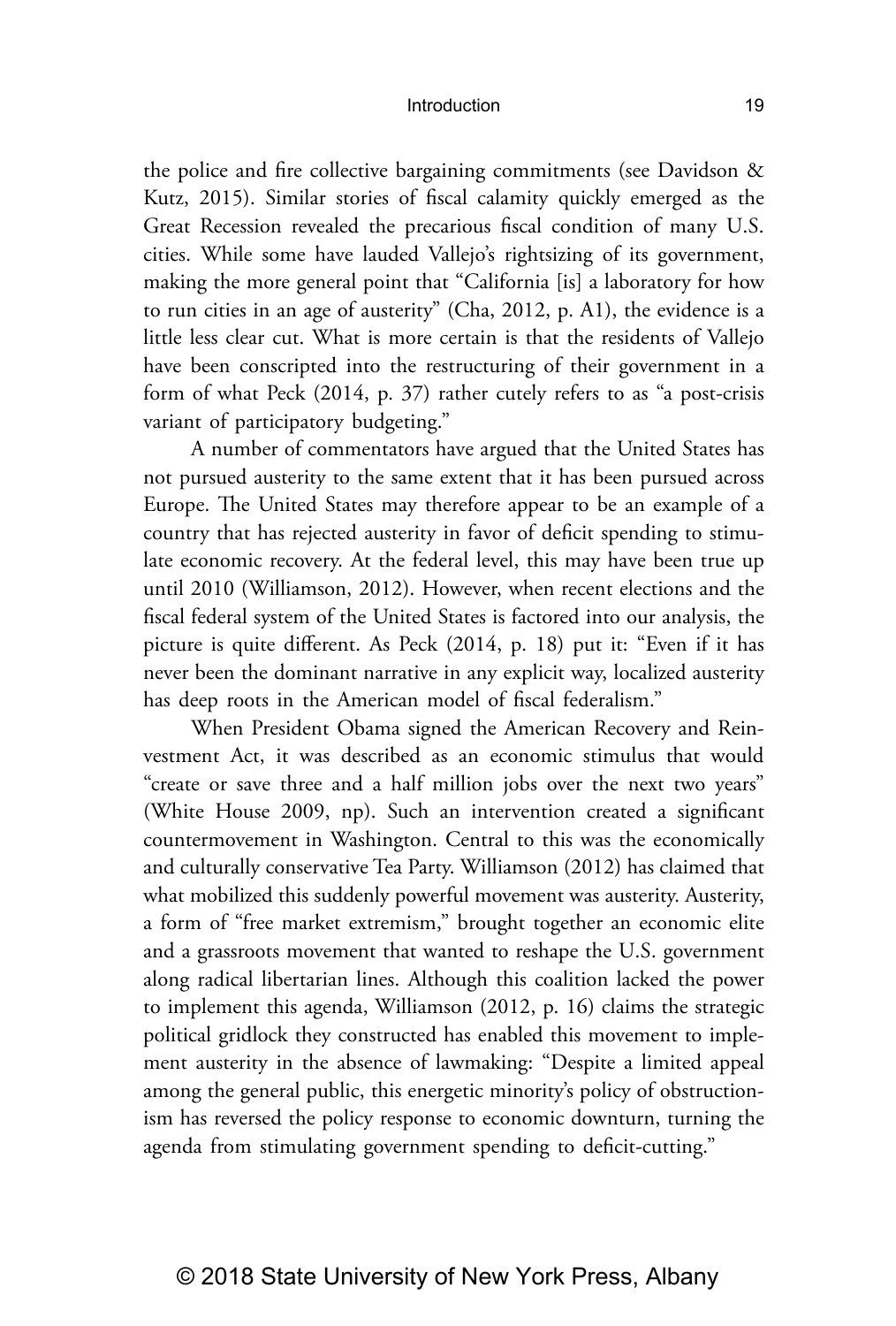the police and fire collective bargaining commitments (see Davidson & Kutz, 2015). Similar stories of fiscal calamity quickly emerged as the Great Recession revealed the precarious fiscal condition of many U.S. cities. While some have lauded Vallejo's rightsizing of its government, making the more general point that "California [is] a laboratory for how to run cities in an age of austerity" (Cha, 2012, p. A1), the evidence is a little less clear cut. What is more certain is that the residents of Vallejo have been conscripted into the restructuring of their government in a form of what Peck (2014, p. 37) rather cutely refers to as "a post-crisis variant of participatory budgeting."

A number of commentators have argued that the United States has not pursued austerity to the same extent that it has been pursued across Europe. The United States may therefore appear to be an example of a country that has rejected austerity in favor of deficit spending to stimulate economic recovery. At the federal level, this may have been true up until 2010 (Williamson, 2012). However, when recent elections and the fiscal federal system of the United States is factored into our analysis, the picture is quite different. As Peck (2014, p. 18) put it: "Even if it has never been the dominant narrative in any explicit way, localized austerity has deep roots in the American model of fiscal federalism."

When President Obama signed the American Recovery and Reinvestment Act, it was described as an economic stimulus that would "create or save three and a half million jobs over the next two years" (White House 2009, np). Such an intervention created a significant countermovement in Washington. Central to this was the economically and culturally conservative Tea Party. Williamson (2012) has claimed that what mobilized this suddenly powerful movement was austerity. Austerity, a form of "free market extremism," brought together an economic elite and a grassroots movement that wanted to reshape the U.S. government along radical libertarian lines. Although this coalition lacked the power to implement this agenda, Williamson (2012, p. 16) claims the strategic political gridlock they constructed has enabled this movement to implement austerity in the absence of lawmaking: "Despite a limited appeal among the general public, this energetic minority's policy of obstructionism has reversed the policy response to economic downturn, turning the agenda from stimulating government spending to deficit-cutting."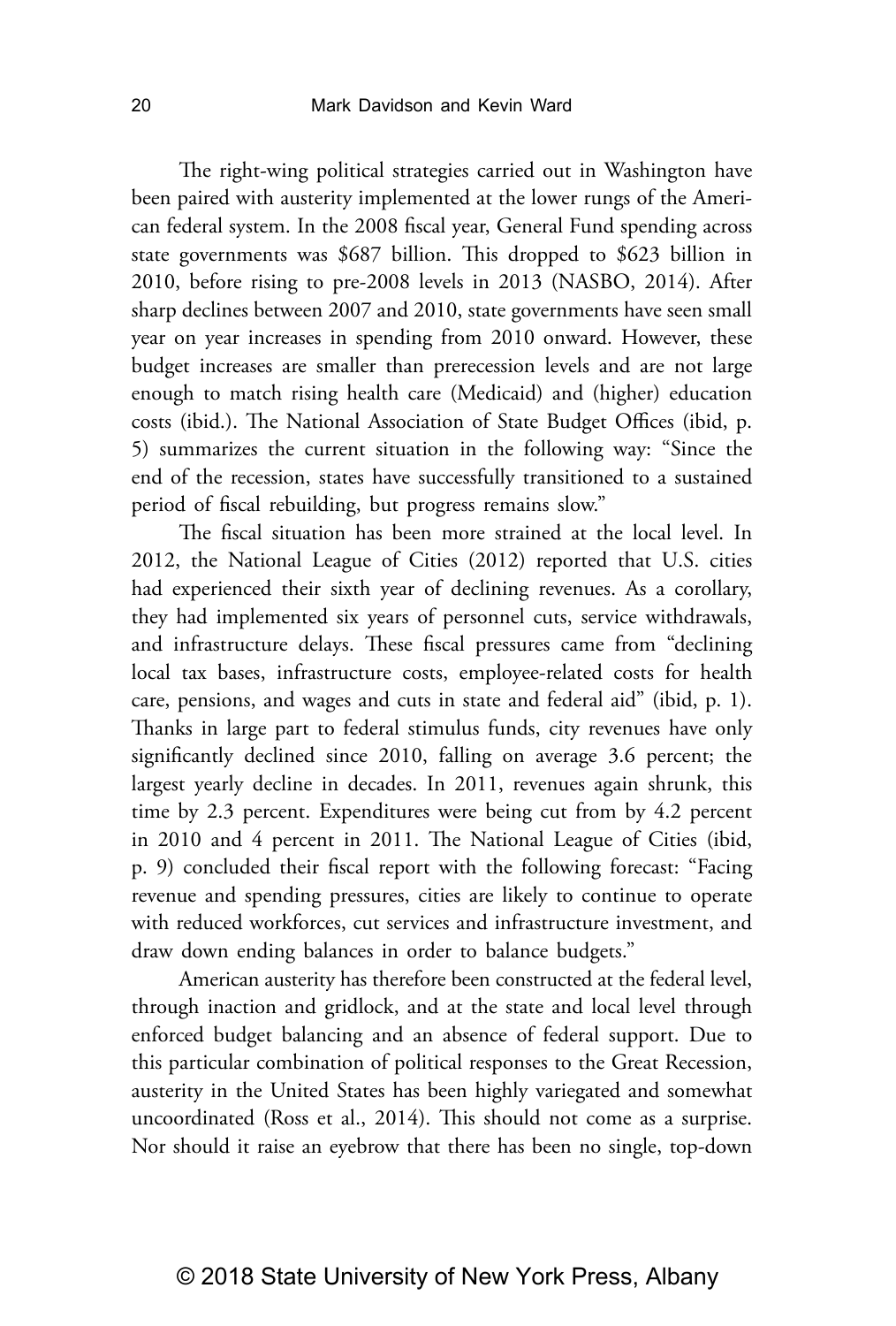The right-wing political strategies carried out in Washington have been paired with austerity implemented at the lower rungs of the American federal system. In the 2008 fiscal year, General Fund spending across state governments was $687 billion. This dropped to $623 billion in 2010, before rising to pre-2008 levels in 2013 (NASBO, 2014). After sharp declines between 2007 and 2010, state governments have seen small year on year increases in spending from 2010 onward. However, these budget increases are smaller than prerecession levels and are not large enough to match rising health care (Medicaid) and (higher) education costs (ibid.). The National Association of State Budget Offices (ibid, p. 5) summarizes the current situation in the following way: "Since the end of the recession, states have successfully transitioned to a sustained period of fiscal rebuilding, but progress remains slow."

The fiscal situation has been more strained at the local level. In 2012, the National League of Cities (2012) reported that U.S. cities had experienced their sixth year of declining revenues. As a corollary, they had implemented six years of personnel cuts, service withdrawals, and infrastructure delays. These fiscal pressures came from "declining local tax bases, infrastructure costs, employee-related costs for health care, pensions, and wages and cuts in state and federal aid" (ibid, p. 1). Thanks in large part to federal stimulus funds, city revenues have only significantly declined since 2010, falling on average 3.6 percent; the largest yearly decline in decades. In 2011, revenues again shrunk, this time by 2.3 percent. Expenditures were being cut from by 4.2 percent in 2010 and 4 percent in 2011. The National League of Cities (ibid, p. 9) concluded their fiscal report with the following forecast: "Facing revenue and spending pressures, cities are likely to continue to operate with reduced workforces, cut services and infrastructure investment, and draw down ending balances in order to balance budgets."

American austerity has therefore been constructed at the federal level, through inaction and gridlock, and at the state and local level through enforced budget balancing and an absence of federal support. Due to this particular combination of political responses to the Great Recession, austerity in the United States has been highly variegated and somewhat uncoordinated (Ross et al., 2014). This should not come as a surprise. Nor should it raise an eyebrow that there has been no single, top-down

© 2018 State University of New York Press, Albany